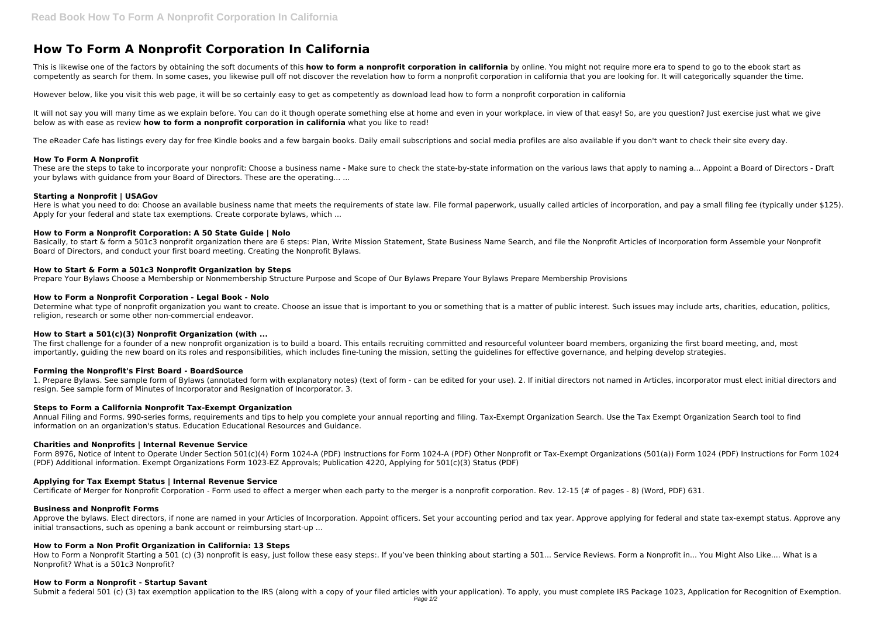# How To Form A Nonprofit Corporation In California

This is likewise one of the factors by obtaining the soft documents of this **how to form a nonprofit corporation in california** by online. You might not require more era to spend to go to the ebook start as competently as search for them. In some cases, you likewise pull off not discover the revelation how to form a nonprofit corporation in california that you are looking for. It will categorically squander the time.

However below, like you visit this web page, it will be so certainly easy to get as competently as download lead how to form a nonprofit corporation in california

It will not say you will many time as we explain before. You can do it though operate something else at home and even in your workplace. in view of that easy! So, are you question? Just exercise just what we give below as with ease as review **how to form a nonprofit corporation in california** what you like to read!

The eReader Cafe has listings every day for free Kindle books and a few bargain books. Daily email subscriptions and social media profiles are also available if you don't want to check their site every day.

### How To Form A Nonprofit

These are the steps to take to incorporate your nonprofit: Choose a business name - Make sure to check the state-by-state information on the various laws that apply to naming a... Appoint a Board of Directors - Draft your bylaws with guidance from your Board of Directors. These are the operating... ...

### Starting a Nonprofit | USAGov

Here is what you need to do: Choose an available business name that meets the requirements of state law. File formal paperwork, usually called articles of incorporation, and pay a small filing fee (typically under $125). Apply for your federal and state tax exemptions. Create corporate bylaws, which ...

### How to Form a Nonprofit Corporation: A 50 State Guide | Nolo

Basically, to start & form a 501c3 nonprofit organization there are 6 steps: Plan, Write Mission Statement, State Business Name Search, and file the Nonprofit Articles of Incorporation form Assemble your Nonprofit Board of Directors, and conduct your first board meeting. Creating the Nonprofit Bylaws.

### How to Start & Form a 501c3 Nonprofit Organization by Steps

Prepare Your Bylaws Choose a Membership or Nonmembership Structure Purpose and Scope of Our Bylaws Prepare Your Bylaws Prepare Membership Provisions

### How to Form a Nonprofit Corporation - Legal Book - Nolo

Determine what type of nonprofit organization you want to create. Choose an issue that is important to you or something that is a matter of public interest. Such issues may include arts, charities, education, politics, religion, research or some other non-commercial endeavor.

### How to Start a 501(c)(3) Nonprofit Organization (with ...

The first challenge for a founder of a new nonprofit organization is to build a board. This entails recruiting committed and resourceful volunteer board members, organizing the first board meeting, and, most importantly, guiding the new board on its roles and responsibilities, which includes fine-tuning the mission, setting the guidelines for effective governance, and helping develop strategies.

### Forming the Nonprofit's First Board - BoardSource

1. Prepare Bylaws. See sample form of Bylaws (annotated form with explanatory notes) (text of form - can be edited for your use). 2. If initial directors not named in Articles, incorporator must elect initial directors and resign. See sample form of Minutes of Incorporator and Resignation of Incorporator. 3.

### Steps to Form a California Nonprofit Tax-Exempt Organization

Annual Filing and Forms. 990-series forms, requirements and tips to help you complete your annual reporting and filing. Tax-Exempt Organization Search. Use the Tax Exempt Organization Search tool to find information on an organization's status. Education Educational Resources and Guidance.

### Charities and Nonprofits | Internal Revenue Service

Form 8976, Notice of Intent to Operate Under Section 501(c)(4) Form 1024-A (PDF) Instructions for Form 1024-A (PDF) Other Nonprofit or Tax-Exempt Organizations (501(a)) Form 1024 (PDF) Instructions for Form 1024 (PDF) Additional information. Exempt Organizations Form 1023-EZ Approvals; Publication 4220, Applying for 501(c)(3) Status (PDF)

### Applying for Tax Exempt Status | Internal Revenue Service

Certificate of Merger for Nonprofit Corporation - Form used to effect a merger when each party to the merger is a nonprofit corporation. Rev. 12-15 (# of pages - 8) (Word, PDF) 631.

### Business and Nonprofit Forms

Approve the bylaws. Elect directors, if none are named in your Articles of Incorporation. Appoint officers. Set your accounting period and tax year. Approve applying for federal and state tax-exempt status. Approve any initial transactions, such as opening a bank account or reimbursing start-up ...

### How to Form a Non Profit Organization in California: 13 Steps

How to Form a Nonprofit Starting a 501 (c) (3) nonprofit is easy, just follow these easy steps:. If you've been thinking about starting a 501... Service Reviews. Form a Nonprofit in... You Might Also Like.... What is a Nonprofit? What is a 501c3 Nonprofit?

### How to Form a Nonprofit - Startup Savant

Submit a federal 501 (c) (3) tax exemption application to the IRS (along with a copy of your filed articles with your application). To apply, you must complete IRS Package 1023, Application for Recognition of Exemption.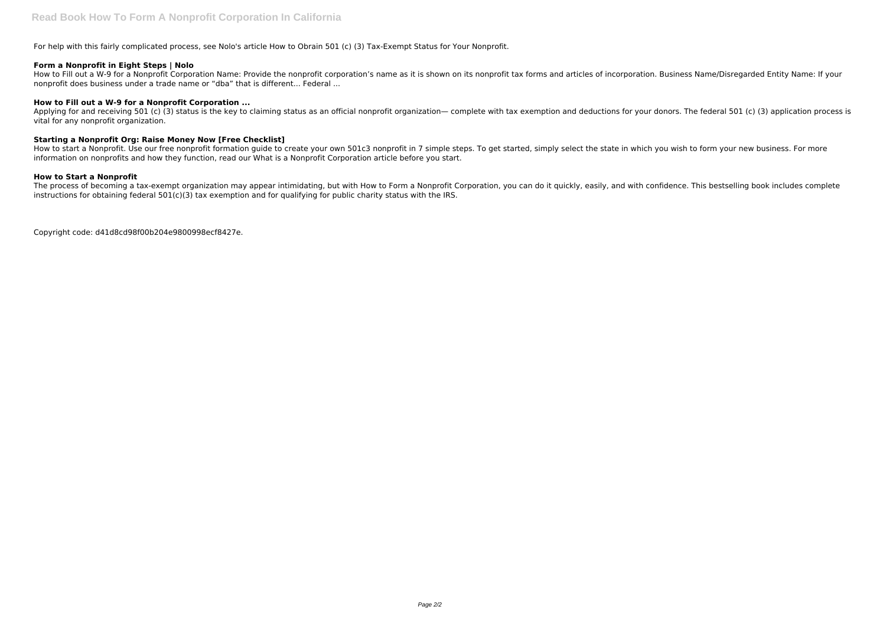For help with this fairly complicated process, see Nolo's article How to Obrain 501 (c) (3) Tax-Exempt Status for Your Nonprofit.

**Form a Nonprofit in Eight Steps | Nolo**

How to Fill out a W-9 for a Nonprofit Corporation Name: Provide the nonprofit corporation's name as it is shown on its nonprofit tax forms and articles of incorporation. Business Name/Disregarded Entity Name: If your nonprofit does business under a trade name or "dba" that is different... Federal ...

**How to Fill out a W-9 for a Nonprofit Corporation ...**

Applying for and receiving 501 (c) (3) status is the key to claiming status as an official nonprofit organization— complete with tax exemption and deductions for your donors. The federal 501 (c) (3) application process is vital for any nonprofit organization.

**Starting a Nonprofit Org: Raise Money Now [Free Checklist]**

How to start a Nonprofit. Use our free nonprofit formation guide to create your own 501c3 nonprofit in 7 simple steps. To get started, simply select the state in which you wish to form your new business. For more information on nonprofits and how they function, read our What is a Nonprofit Corporation article before you start.

**How to Start a Nonprofit**

The process of becoming a tax-exempt organization may appear intimidating, but with How to Form a Nonprofit Corporation, you can do it quickly, easily, and with confidence. This bestselling book includes complete instructions for obtaining federal 501(c)(3) tax exemption and for qualifying for public charity status with the IRS.

Copyright code: d41d8cd98f00b204e9800998ecf8427e.